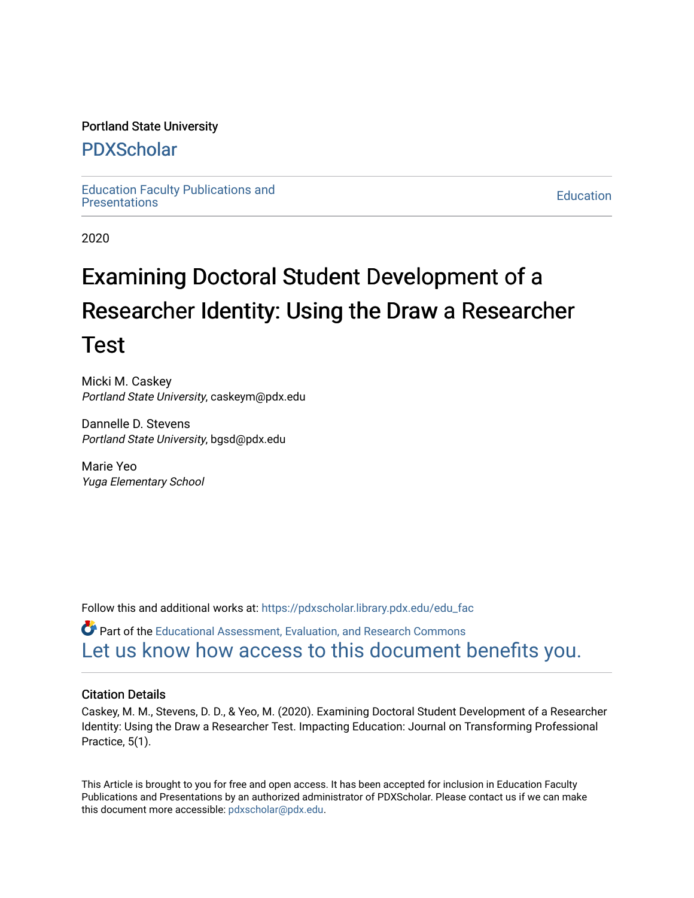Portland State University

# PDXScholar

Education Faculty Publications and Presentations

Education

2020

# Examining Doctoral Student Development of a Researcher Identity: Using the Draw a Researcher Test

Micki M. Caskey
*Portland State University*, caskeym@pdx.edu

Dannelle D. Stevens
*Portland State University*, bgsd@pdx.edu

Marie Yeo
*Yuga Elementary School*

Follow this and additional works at: https://pdxscholar.library.pdx.edu/edu_fac

Part of the Educational Assessment, Evaluation, and Research Commons

Let us know how access to this document benefits you.

## Citation Details

Caskey, M. M., Stevens, D. D., & Yeo, M. (2020). Examining Doctoral Student Development of a Researcher Identity: Using the Draw a Researcher Test. Impacting Education: Journal on Transforming Professional Practice, 5(1).

This Article is brought to you for free and open access. It has been accepted for inclusion in Education Faculty Publications and Presentations by an authorized administrator of PDXScholar. Please contact us if we can make this document more accessible: pdxscholar@pdx.edu.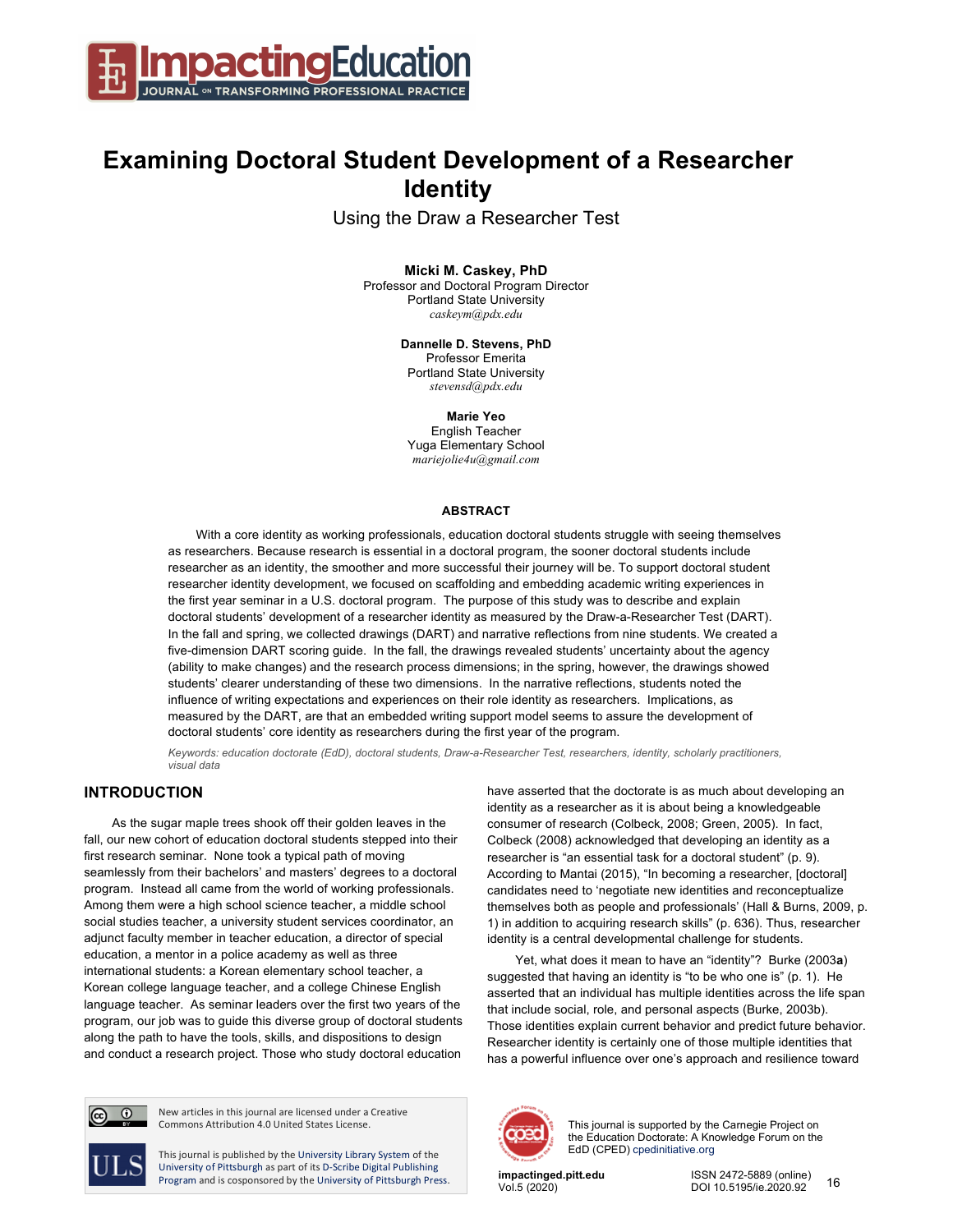# Examining Doctoral Student Development of a Researcher Identity

Using the Draw a Researcher Test

**Micki M. Caskey, PhD**
Professor and Doctoral Program Director
Portland State University
*caskeym@pdx.edu*

**Dannelle D. Stevens, PhD**
Professor Emerita
Portland State University
*stevensd@pdx.edu*

**Marie Yeo**
English Teacher
Yuga Elementary School
*mariejolie4u@gmail.com*

**ABSTRACT**

With a core identity as working professionals, education doctoral students struggle with seeing themselves as researchers. Because research is essential in a doctoral program, the sooner doctoral students include researcher as an identity, the smoother and more successful their journey will be. To support doctoral student researcher identity development, we focused on scaffolding and embedding academic writing experiences in the first year seminar in a U.S. doctoral program. The purpose of this study was to describe and explain doctoral students' development of a researcher identity as measured by the Draw-a-Researcher Test (DART). In the fall and spring, we collected drawings (DART) and narrative reflections from nine students. We created a five-dimension DART scoring guide. In the fall, the drawings revealed students' uncertainty about the agency (ability to make changes) and the research process dimensions; in the spring, however, the drawings showed students' clearer understanding of these two dimensions. In the narrative reflections, students noted the influence of writing expectations and experiences on their role identity as researchers. Implications, as measured by the DART, are that an embedded writing support model seems to assure the development of doctoral students' core identity as researchers during the first year of the program.

*Keywords: education doctorate (EdD), doctoral students, Draw-a-Researcher Test, researchers, identity, scholarly practitioners, visual data*

## INTRODUCTION

As the sugar maple trees shook off their golden leaves in the fall, our new cohort of education doctoral students stepped into their first research seminar. None took a typical path of moving seamlessly from their bachelors' and masters' degrees to a doctoral program. Instead all came from the world of working professionals. Among them were a high school science teacher, a middle school social studies teacher, a university student services coordinator, an adjunct faculty member in teacher education, a director of special education, a mentor in a police academy as well as three international students: a Korean elementary school teacher, a Korean college language teacher, and a college Chinese English language teacher. As seminar leaders over the first two years of the program, our job was to guide this diverse group of doctoral students along the path to have the tools, skills, and dispositions to design and conduct a research project. Those who study doctoral education have asserted that the doctorate is as much about developing an identity as a researcher as it is about being a knowledgeable consumer of research (Colbeck, 2008; Green, 2005). In fact, Colbeck (2008) acknowledged that developing an identity as a researcher is "an essential task for a doctoral student" (p. 9). According to Mantai (2015), "In becoming a researcher, [doctoral] candidates need to 'negotiate new identities and reconceptualize themselves both as people and professionals' (Hall & Burns, 2009, p. 1) in addition to acquiring research skills" (p. 636). Thus, researcher identity is a central developmental challenge for students.

Yet, what does it mean to have an "identity"? Burke (2003**a**) suggested that having an identity is "to be who one is" (p. 1). He asserted that an individual has multiple identities across the life span that include social, role, and personal aspects (Burke, 2003b). Those identities explain current behavior and predict future behavior. Researcher identity is certainly one of those multiple identities that has a powerful influence over one's approach and resilience toward

New articles in this journal are licensed under a Creative Commons Attribution 4.0 United States License.

This journal is published by the University Library System of the University of Pittsburgh as part of its D-Scribe Digital Publishing Program and is cosponsored by the University of Pittsburgh Press.

This journal is supported by the Carnegie Project on the Education Doctorate: A Knowledge Forum on the EdD (CPED) cpedinitiative.org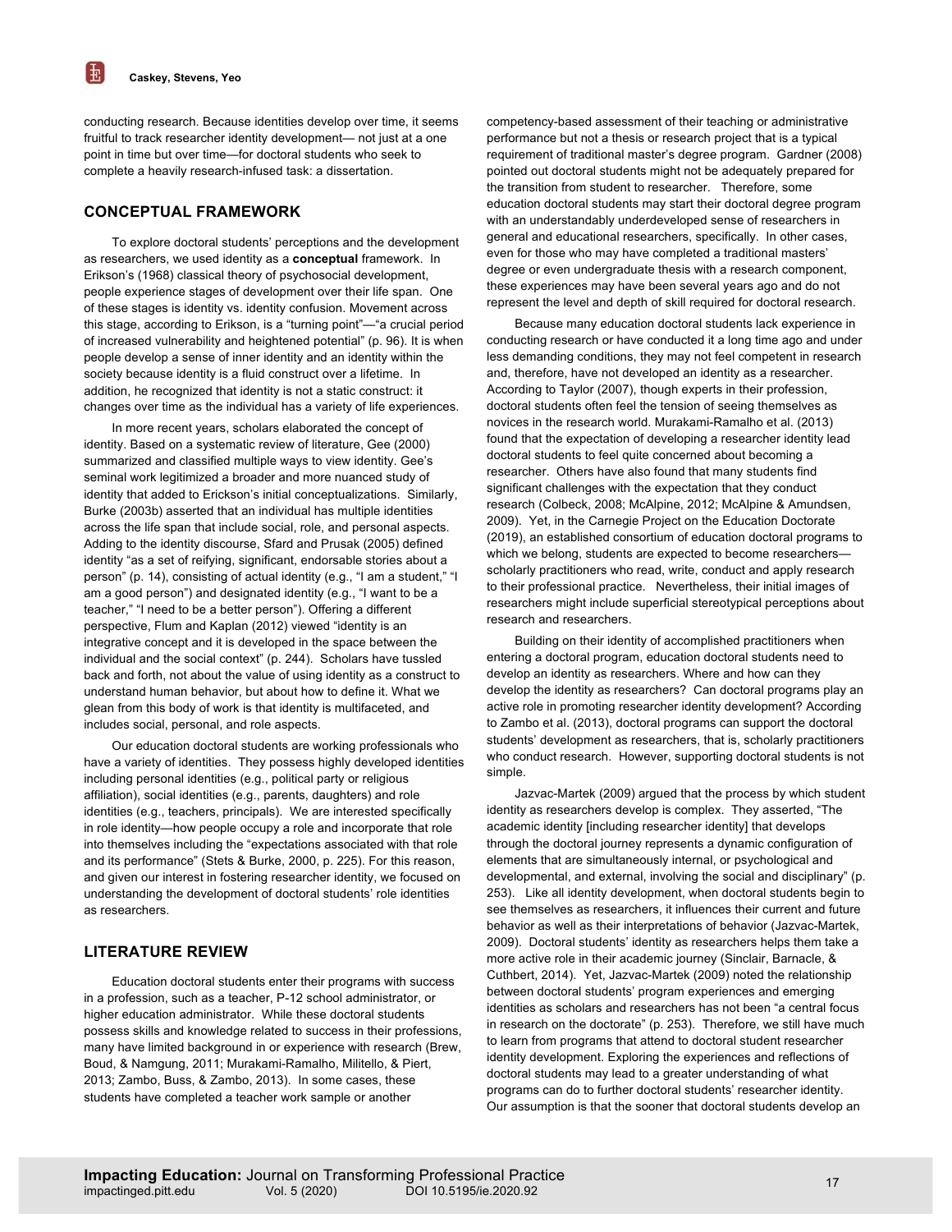conducting research. Because identities develop over time, it seems fruitful to track researcher identity development— not just at a one point in time but over time—for doctoral students who seek to complete a heavily research-infused task: a dissertation.

## CONCEPTUAL FRAMEWORK

To explore doctoral students' perceptions and the development as researchers, we used identity as a **conceptual** framework. In Erikson's (1968) classical theory of psychosocial development, people experience stages of development over their life span. One of these stages, according to Erikson, is identity vs. identity confusion. Movement across this stage, according to Erikson, is a "turning point"—"a crucial period of increased vulnerability and heightened potential" (p. 96). It is when people develop a sense of inner identity and an identity within the society because identity is a fluid construct over a lifetime. In addition, he recognized that identity is not a static construct: it changes over time as the individual has a variety of life experiences.

In more recent years, scholars elaborated the concept of identity. Based on a systematic review of literature, Gee (2000) summarized and classified multiple ways to view identity. Gee's seminal work legitimized a broader and more nuanced study of identity that added to Erickson's initial conceptualizations. Similarly, Burke (2003b) asserted that an individual has multiple identities across the life span that include social, role, and personal aspects. Adding to the identity discourse, Sfard and Prusak (2005) defined identity "as a set of reifying, significant, endorsable stories about a person" (p. 14), consisting of actual identity (e.g., "I am a student," "I am a good person") and designated identity (e.g., "I want to be a teacher," "I need to be a better person"). Offering a different perspective, Flum and Kaplan (2012) viewed "identity is an integrative concept and it is developed in the space between the individual and the social context" (p. 244). Scholars have tussled back and forth, not about the value of using identity as a construct to understand human behavior, but about how to define it. What we glean from this body of work is that identity is multifaceted, and includes social, personal, and role aspects.

Our education doctoral students are working professionals who have a variety of identities. They possess highly developed identities including personal identities (e.g., political party or religious affiliation), social identities (e.g., parents, daughters) and role identities (e.g., teachers, principals). We are interested specifically in role identity—how people occupy a role and incorporate that role into themselves including the "expectations associated with that role and its performance" (Stets & Burke, 2000, p. 225). For this reason, and given our interest in fostering researcher identity, we focused on understanding the development of doctoral students' role identities as researchers.

## LITERATURE REVIEW

Education doctoral students enter their programs with success in a profession, such as a teacher, P-12 school administrator, or higher education administrator. While these doctoral students possess skills and knowledge related to success in their professions, many have limited background in or experience with research (Brew, Boud, & Namgung, 2011; Murakami-Ramalho, Militello, & Piert, 2013; Zambo, Buss, & Zambo, 2013). In some cases, these students have completed a teacher work sample or another competency-based assessment of their teaching or administrative performance but not a thesis or research project that is a typical requirement of traditional master's degree program. Gardner (2008) pointed out doctoral students might not be adequately prepared for the transition from student to researcher. Therefore, some education doctoral students may start their doctoral degree program with an understandably underdeveloped sense of researchers in general and educational researchers, specifically. In other cases, even for those who may have completed a traditional masters' degree or even undergraduate thesis with a research component, these experiences may have been several years ago and do not represent the level and depth of skill required for doctoral research.

Because many education doctoral students lack experience in conducting research or have conducted it a long time ago and under less demanding conditions, they may not feel competent in research and, therefore, have not developed an identity as a researcher. According to Taylor (2007), though experts in their profession, doctoral students often feel the tension of seeing themselves as novices in the research world. Murakami-Ramalho et al. (2013) found that the expectation of developing a researcher identity lead doctoral students to feel quite concerned about becoming a researcher. Others have also found that many students find significant challenges with the expectation that they conduct research (Colbeck, 2008; McAlpine, 2012; McAlpine & Amundsen, 2009). Yet, in the Carnegie Project on the Education Doctorate (2019), an established consortium of education doctoral programs to which we belong, students are expected to become researchers—scholarly practitioners who read, write, conduct and apply research to their professional practice. Nevertheless, their initial images of researchers might include superficial stereotypical perceptions about research and researchers.

Building on their identity of accomplished practitioners when entering a doctoral program, education doctoral students need to develop an identity as researchers. Where and how can they develop the identity as researchers? Can doctoral programs play an active role in promoting researcher identity development? According to Zambo et al. (2013), doctoral programs can support the doctoral students' development as researchers, that is, scholarly practitioners who conduct research. However, supporting doctoral students is not simple.

Jazvac-Martek (2009) argued that the process by which student identity as researchers develop is complex. They asserted, "The academic identity [including researcher identity] that develops through the doctoral journey represents a dynamic configuration of elements that are simultaneously internal, or psychological and developmental, and external, involving the social and disciplinary" (p. 253). Like all identity development, when doctoral students begin to see themselves as researchers, it influences their current and future behavior as well as their interpretations of behavior (Jazvac-Martek, 2009). Doctoral students' identity as researchers helps them take a more active role in their academic journey (Sinclair, Barnacle, & Cuthbert, 2014). Yet, Jazvac-Martek (2009) noted the relationship between doctoral students' program experiences and emerging identities as scholars and researchers has not been "a central focus in research on the doctorate" (p. 253). Therefore, we still have much to learn from programs that attend to doctoral student researcher identity development. Exploring the experiences and reflections of doctoral students may lead to a greater understanding of what programs can do to further doctoral students' researcher identity. Our assumption is that the sooner that doctoral students develop an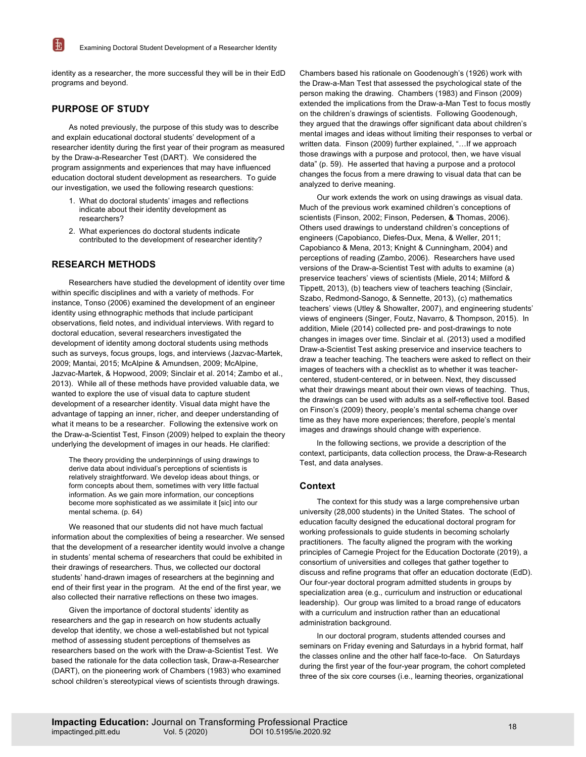identity as a researcher, the more successful they will be in their EdD programs and beyond.

## PURPOSE OF STUDY

As noted previously, the purpose of this study was to describe and explain educational doctoral students' development of a researcher identity during the first year of their program as measured by the Draw-a-Researcher Test (DART). We considered the program assignments and experiences that may have influenced education doctoral student development as researchers. To guide our investigation, we used the following research questions:

1. What do doctoral students' images and reflections indicate about their identity development as researchers?
2. What experiences do doctoral students indicate contributed to the development of researcher identity?

## RESEARCH METHODS

Researchers have studied the development of identity over time within specific disciplines and with a variety of methods. For instance, Tonso (2006) examined the development of an engineer identity using ethnographic methods that include participant observations, field notes, and individual interviews. With regard to doctoral education, several researchers investigated the development of identity among doctoral students using methods such as surveys, focus groups, logs, and interviews (Jazvac-Martek, 2009; Mantai, 2015; McAlpine & Amundsen, 2009; McAlpine, Jazvac-Martek, & Hopwood, 2009; Sinclair et al. 2014; Zambo et al., 2013). While all of these methods have provided valuable data, we wanted to explore the use of visual data to capture student development of a researcher identity. Visual data might have the advantage of tapping an inner, richer, and deeper understanding of what it means to be a researcher. Following the extensive work on the Draw-a-Scientist Test, Finson (2009) helped to explain the theory underlying the development of images in our heads. He clarified:

> The theory providing the underpinnings of using drawings to derive data about individual's perceptions of scientists is relatively straightforward. We develop ideas about things, or form concepts about them, sometimes with very little factual information. As we gain more information, our conceptions become more sophisticated as we assimilate it [sic] into our mental schema. (p. 64)

We reasoned that our students did not have much factual information about the complexities of being a researcher. We sensed that the development of a researcher identity would involve a change in students' mental schema of researchers that could be exhibited in their drawings of researchers. Thus, we collected our doctoral students' hand-drawn images of researchers at the beginning and end of their first year in the program. At the end of the first year, we also collected their narrative reflections on these two images.

Given the importance of doctoral students' identity as researchers and the gap in research on how students actually develop that identity, we chose a well-established but not typical method of assessing student perceptions of themselves as researchers based on the work with the Draw-a-Scientist Test. We based the rationale for the data collection task, Draw-a-Researcher (DART), on the pioneering work of Chambers (1983) who examined school children's stereotypical views of scientists through drawings. Chambers based his rationale on Goodenough's (1926) work with the Draw-a-Man Test that assessed the psychological state of the person making the drawing. Chambers (1983) and Finson (2009) extended the implications from the Draw-a-Man Test to focus mostly on the children's drawings of scientists. Following Goodenough, they argued that the drawings offer significant data about children's mental images and ideas without limiting their responses to verbal or written data. Finson (2009) further explained, "…If we approach those drawings with a purpose and protocol, then, we have visual data" (p. 59). He asserted that having a purpose and a protocol changes the focus from a mere drawing to visual data that can be analyzed to derive meaning.

Our work extends the work on using drawings as visual data. Much of the previous work examined children's conceptions of scientists (Finson, 2002; Finson, Pedersen, **&** Thomas, 2006). Others used drawings to understand children's conceptions of engineers (Capobianco, Diefes-Dux, Mena, & Weller, 2011; Capobianco & Mena, 2013; Knight & Cunningham, 2004) and perceptions of reading (Zambo, 2006). Researchers have used versions of the Draw-a-Scientist Test with adults to examine (a) preservice teachers' views of scientists (Miele, 2014; Milford & Tippett, 2013), (b) teachers view of teachers teaching (Sinclair, Szabo, Redmond-Sanogo, & Sennette, 2013), (c) mathematics teachers' views (Utley & Showalter, 2007), and engineering students' views of engineers (Singer, Foutz, Navarro, & Thompson, 2015). In addition, Miele (2014) collected pre- and post-drawings to note changes in images over time. Sinclair et al. (2013) used a modified Draw-a-Scientist Test asking preservice and inservice teachers to draw a teacher teaching. The teachers were asked to reflect on their images of teachers with a checklist as to whether it was teacher-centered, student-centered, or in between. Next, they discussed what their drawings meant about their own views of teaching. Thus, the drawings can be used with adults as a self-reflective tool. Based on Finson's (2009) theory, people's mental schema change over time as they have more experiences; therefore, people's mental images and drawings should change with experience.

In the following sections, we provide a description of the context, participants, data collection process, the Draw-a-Research Test, and data analyses.

### Context

The context for this study was a large comprehensive urban university (28,000 students) in the United States. The school of education faculty designed the educational doctoral program for working professionals to guide students in becoming scholarly practitioners. The faculty aligned the program with the working principles of Carnegie Project for the Education Doctorate (2019), a consortium of universities and colleges that gather together to discuss and refine programs that offer an education doctorate (EdD). Our four-year doctoral program admitted students in groups by specialization area (e.g., curriculum and instruction or educational leadership). Our group was limited to a broad range of educators with a curriculum and instruction rather than an educational administration background.

In our doctoral program, students attended courses and seminars on Friday evening and Saturdays in a hybrid format, half the classes online and the other half face-to-face. On Saturdays during the first year of the four-year program, the cohort completed three of the six core courses (i.e., learning theories, organizational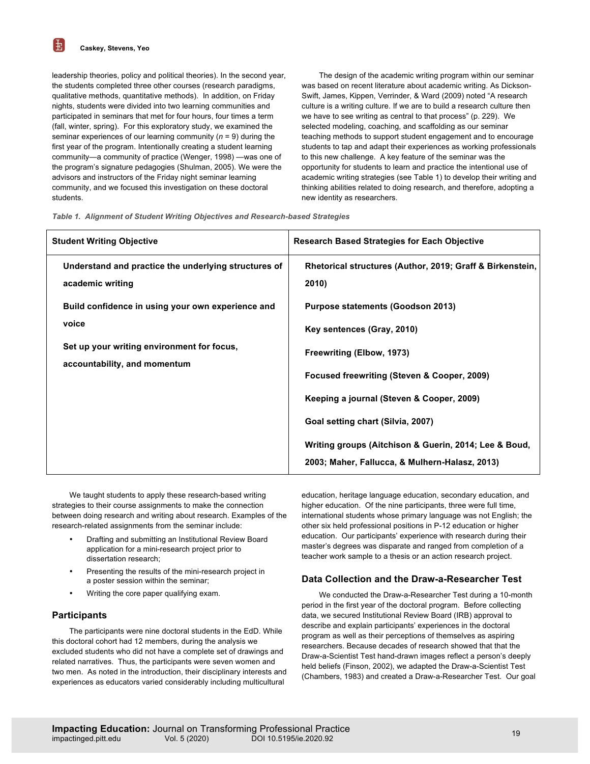leadership theories, policy and political theories). In the second year, the students completed three other courses (research paradigms, qualitative methods, quantitative methods). In addition, on Friday nights, students were divided into two learning communities and participated in seminars that met for four hours, four times a term (fall, winter, spring). For this exploratory study, we examined the seminar experiences of our learning community ($n$ = 9) during the first year of the program. Intentionally creating a student learning community—a community of practice (Wenger, 1998) —was one of the program's signature pedagogies (Shulman, 2005). We were the advisors and instructors of the Friday night seminar learning community, and we focused this investigation on these doctoral students.

The design of the academic writing program within our seminar was based on recent literature about academic writing. As Dickson-Swift, James, Kippen, Verrinder, & Ward (2009) noted "A research culture is a writing culture. If we are to build a research culture then we have to see writing as central to that process" (p. 229). We selected modeling, coaching, and scaffolding as our seminar teaching methods to support student engagement and to encourage students to tap and adapt their experiences as working professionals to this new challenge. A key feature of the seminar was the opportunity for students to learn and practice the intentional use of academic writing strategies (see Table 1) to develop their writing and thinking abilities related to doing research, and therefore, adopting a new identity as researchers.

*Table 1. Alignment of Student Writing Objectives and Research-based Strategies*

| Student Writing Objective | Research Based Strategies for Each Objective |
|---|---|
| **Understand and practice the underlying structures of academic writing** | **Rhetorical structures (Author, 2019; Graff & Birkenstein, 2010)** |
| **Build confidence in using your own experience and voice** | **Purpose statements (Goodson 2013)** |
| **Set up your writing environment for focus, accountability, and momentum** | **Key sentences (Gray, 2010)** |
| | **Freewriting (Elbow, 1973)** |
| | **Focused freewriting (Steven & Cooper, 2009)** |
| | **Keeping a journal (Steven & Cooper, 2009)** |
| | **Goal setting chart (Silvia, 2007)** |
| | **Writing groups (Aitchison & Guerin, 2014; Lee & Boud, 2003; Maher, Fallucca, & Mulhern-Halasz, 2013)** |

We taught students to apply these research-based writing strategies to their course assignments to make the connection between doing research and writing about research. Examples of the research-related assignments from the seminar include:

- Drafting and submitting an Institutional Review Board application for a mini-research project prior to dissertation research;
- Presenting the results of the mini-research project in a poster session within the seminar;
- Writing the core paper qualifying exam.

## Participants

The participants were nine doctoral students in the EdD. While this doctoral cohort had 12 members, during the analysis we excluded students who did not have a complete set of drawings and related narratives. Thus, the participants were seven women and two men. As noted in the introduction, their disciplinary interests and experiences as educators varied considerably including multicultural education, heritage language education, secondary education, and higher education. Of the nine participants, three were full time, international students whose primary language was not English; the other six held professional positions in P-12 education or higher education. Our participants' experience with research during their master's degrees was disparate and ranged from completion of a teacher work sample to a thesis or an action research project.

## Data Collection and the Draw-a-Researcher Test

We conducted the Draw-a-Researcher Test during a 10-month period in the first year of the doctoral program. Before collecting data, we secured Institutional Review Board (IRB) approval to describe and explain participants' experiences in the doctoral program as well as their perceptions of themselves as aspiring researchers. Because decades of research showed that that the Draw-a-Scientist Test hand-drawn images reflect a person's deeply held beliefs (Finson, 2002), we adapted the Draw-a-Scientist Test (Chambers, 1983) and created a Draw-a-Researcher Test. Our goal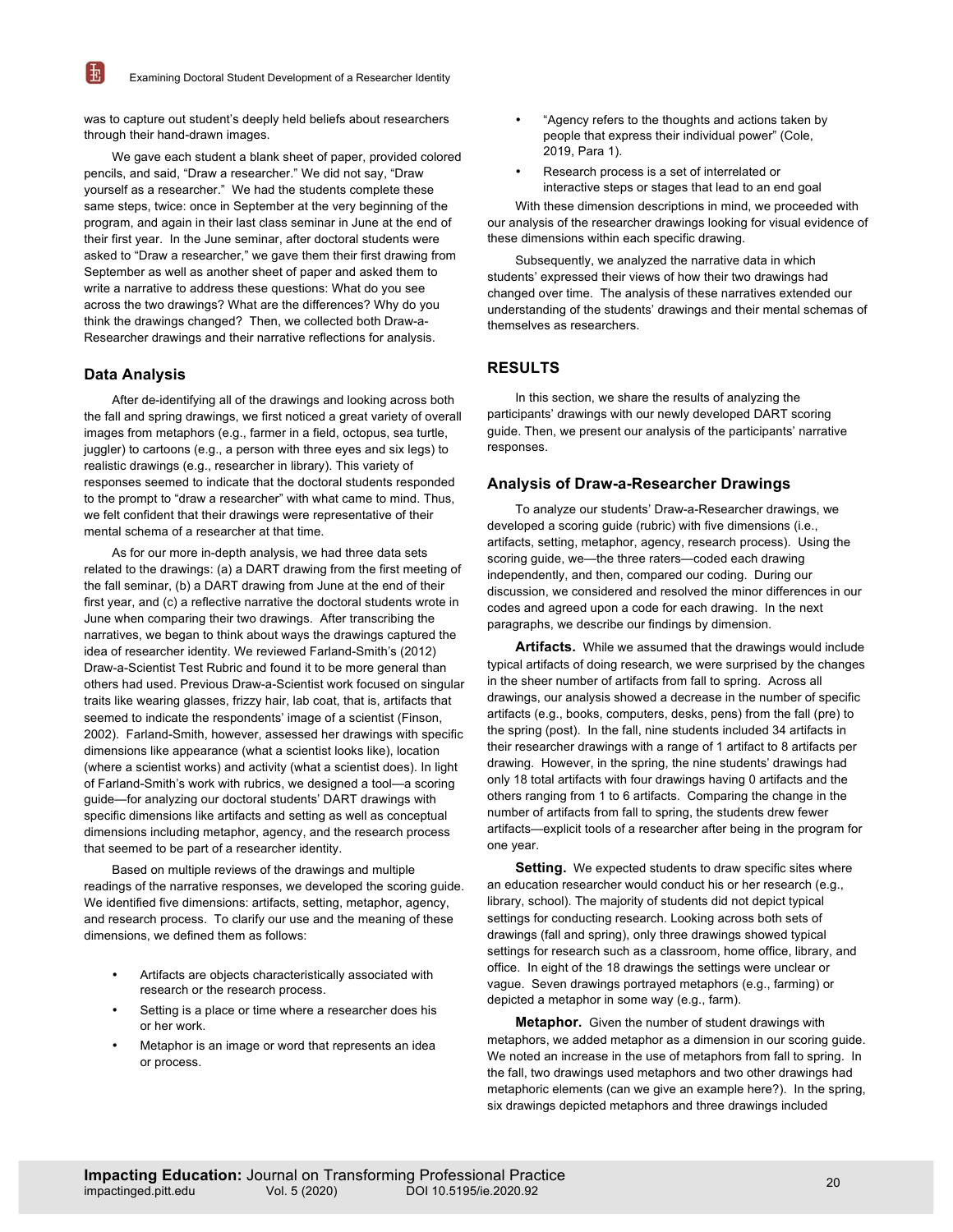was to capture out student's deeply held beliefs about researchers through their hand-drawn images.

We gave each student a blank sheet of paper, provided colored pencils, and said, "Draw a researcher." We did not say, "Draw yourself as a researcher." We had the students complete these same steps, twice: once in September at the very beginning of the program, and again in their last class seminar in June at the end of their first year. In the June seminar, after doctoral students were asked to "Draw a researcher," we gave them their first drawing from September as well as another sheet of paper and asked them to write a narrative to address these questions: What do you see across the two drawings? What are the differences? Why do you think the drawings changed? Then, we collected both Draw-a-Researcher drawings and their narrative reflections for analysis.

## Data Analysis

After de-identifying all of the drawings and looking across both the fall and spring drawings, we first noticed a great variety of overall images from metaphors (e.g., farmer in a field, octopus, sea turtle, juggler) to cartoons (e.g., a person with three eyes and six legs) to realistic drawings (e.g., researcher in library). This variety of responses seemed to indicate that the doctoral students responded to the prompt to "draw a researcher" with what came to mind. Thus, we felt confident that their drawings were representative of their mental schema of a researcher at that time.

As for our more in-depth analysis, we had three data sets related to the drawings: (a) a DART drawing from the first meeting of the fall seminar, (b) a DART drawing from June at the end of their first year, and (c) a reflective narrative the doctoral students wrote in June when comparing their two drawings. After transcribing the narratives, we began to think about ways the drawings captured the idea of researcher identity. We reviewed Farland-Smith's (2012) Draw-a-Scientist Test Rubric and found it to be more general than others had used. Previous Draw-a-Scientist work focused on singular traits like wearing glasses, frizzy hair, lab coat, that is, artifacts that seemed to indicate the respondents' image of a scientist (Finson, 2002). Farland-Smith, however, assessed her drawings with specific dimensions like appearance (what a scientist looks like), location (where a scientist works) and activity (what a scientist does). In light of Farland-Smith's work with rubrics, we designed a tool—a scoring guide—for analyzing our doctoral students' DART drawings with specific dimensions like artifacts and setting as well as conceptual dimensions including metaphor, agency, and the research process that seemed to be part of a researcher identity.

Based on multiple reviews of the drawings and multiple readings of the narrative responses, we developed the scoring guide. We identified five dimensions: artifacts, setting, metaphor, agency, and research process. To clarify our use and the meaning of these dimensions, we defined them as follows:

- Artifacts are objects characteristically associated with research or the research process.
- Setting is a place or time where a researcher does his or her work.
- Metaphor is an image or word that represents an idea or process.
- "Agency refers to the thoughts and actions taken by people that express their individual power" (Cole, 2019, Para 1).
- Research process is a set of interrelated or interactive steps or stages that lead to an end goal

With these dimension descriptions in mind, we proceeded with our analysis of the researcher drawings looking for visual evidence of these dimensions within each specific drawing.

Subsequently, we analyzed the narrative data in which students' expressed their views of how their two drawings had changed over time. The analysis of these narratives extended our understanding of the students' drawings and their mental schemas of themselves as researchers.

# RESULTS

In this section, we share the results of analyzing the participants' drawings with our newly developed DART scoring guide. Then, we present our analysis of the participants' narrative responses.

## Analysis of Draw-a-Researcher Drawings

To analyze our students' Draw-a-Researcher drawings, we developed a scoring guide (rubric) with five dimensions (i.e., artifacts, setting, metaphor, agency, research process). Using the scoring guide, we—the three raters—coded each drawing independently, and then, compared our coding. During our discussion, we considered and resolved the minor differences in our codes and agreed upon a code for each drawing. In the next paragraphs, we describe our findings by dimension.

**Artifacts.** While we assumed that the drawings would include typical artifacts of doing research, we were surprised by the changes in the sheer number of artifacts from fall to spring. Across all drawings, our analysis showed a decrease in the number of specific artifacts (e.g., books, computers, desks, pens) from the fall (pre) to the spring (post). In the fall, nine students included 34 artifacts in their researcher drawings with a range of 1 artifact to 8 artifacts per drawing. However, in the spring, the nine students' drawings had only 18 total artifacts with four drawings having 0 artifacts and the others ranging from 1 to 6 artifacts. Comparing the change in the number of artifacts from fall to spring, the students drew fewer artifacts—explicit tools of a researcher after being in the program for one year.

**Setting.** We expected students to draw specific sites where an education researcher would conduct his or her research (e.g., library, school). The majority of students did not depict typical settings for conducting research. Looking across both sets of drawings (fall and spring), only three drawings showed typical settings for research such as a classroom, home office, library, and office. In eight of the 18 drawings the settings were unclear or vague. Seven drawings portrayed metaphors (e.g., farming) or depicted a metaphor in some way (e.g., farm).

**Metaphor.** Given the number of student drawings with metaphors, we added metaphor as a dimension in our scoring guide. We noted an increase in the use of metaphors from fall to spring. In the fall, two drawings used metaphors and two other drawings had metaphoric elements (can we give an example here?). In the spring, six drawings depicted metaphors and three drawings included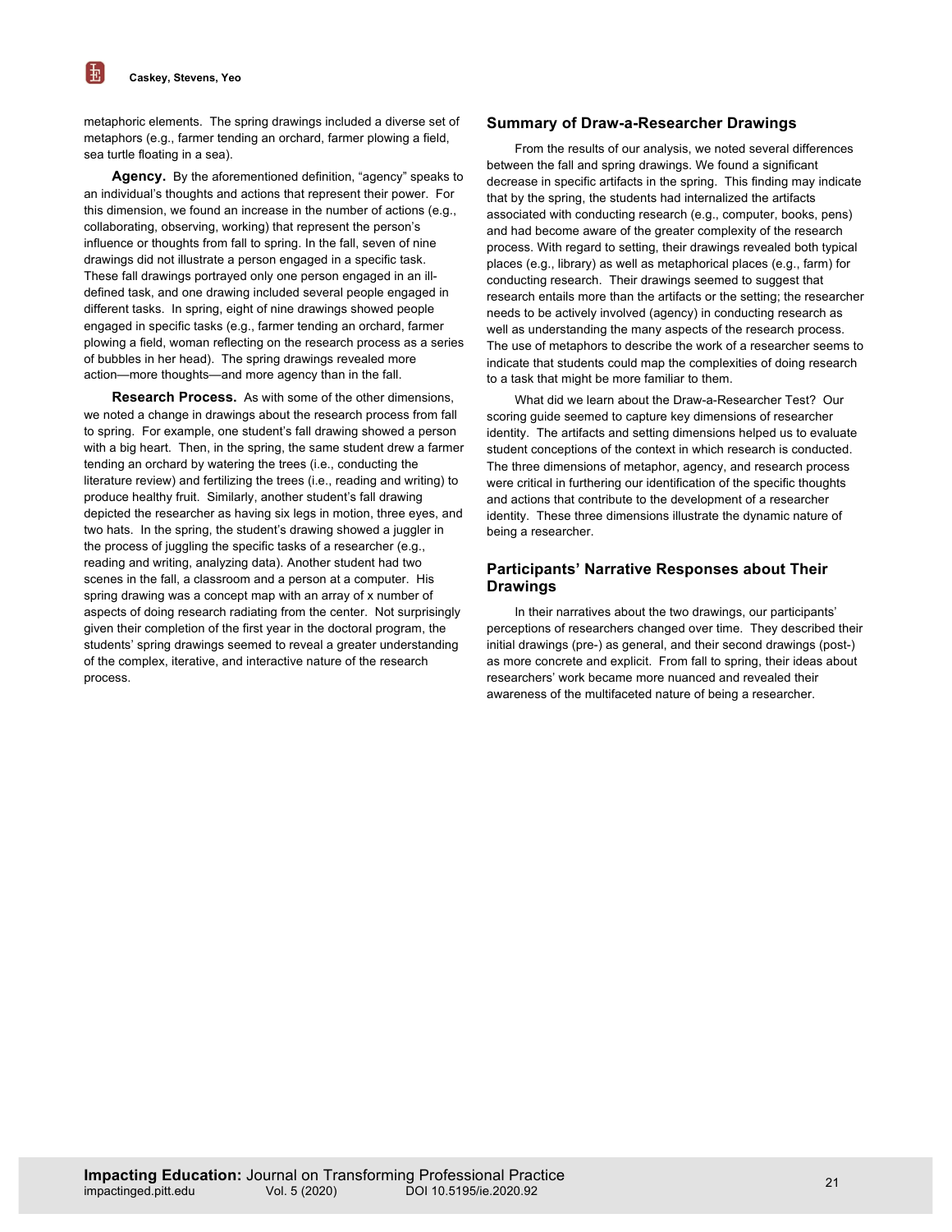metaphoric elements. The spring drawings included a diverse set of metaphors (e.g., farmer tending an orchard, farmer plowing a field, sea turtle floating in a sea).

**Agency.** By the aforementioned definition, "agency" speaks to an individual's thoughts and actions that represent their power. For this dimension, we found an increase in the number of actions (e.g., collaborating, observing, working) that represent the person's influence or thoughts from fall to spring. In the fall, seven of nine drawings did not illustrate a person engaged in a specific task. These fall drawings portrayed only one person engaged in an ill-defined task, and one drawing included several people engaged in different tasks. In spring, eight of nine drawings showed people engaged in specific tasks (e.g., farmer tending an orchard, farmer plowing a field, woman reflecting on the research process as a series of bubbles in her head). The spring drawings revealed more action—more thoughts—and more agency than in the fall.

**Research Process.** As with some of the other dimensions, we noted a change in drawings about the research process from fall to spring. For example, one student's fall drawing showed a person with a big heart. Then, in the spring, the same student drew a farmer tending an orchard by watering the trees (i.e., conducting the literature review) and fertilizing the trees (i.e., reading and writing) to produce healthy fruit. Similarly, another student's fall drawing depicted the researcher as having six legs in motion, three eyes, and two hats. In the spring, the student's drawing showed a juggler in the process of juggling the specific tasks of a researcher (e.g., reading and writing, analyzing data). Another student had two scenes in the fall, a classroom and a person at a computer. His spring drawing was a concept map with an array of x number of aspects of doing research radiating from the center. Not surprisingly given their completion of the first year in the doctoral program, the students' spring drawings seemed to reveal a greater understanding of the complex, iterative, and interactive nature of the research process.

## Summary of Draw-a-Researcher Drawings

From the results of our analysis, we noted several differences between the fall and spring drawings. We found a significant decrease in specific artifacts in the spring. This finding may indicate that by the spring, the students had internalized the artifacts associated with conducting research (e.g., computer, books, pens) and had become aware of the greater complexity of the research process. With regard to setting, their drawings revealed both typical places (e.g., library) as well as metaphorical places (e.g., farm) for conducting research. Their drawings seemed to suggest that research entails more than the artifacts or the setting; the researcher needs to be actively involved (agency) in conducting research as well as understanding the many aspects of the research process. The use of metaphors to describe the work of a researcher seems to indicate that students could map the complexities of doing research to a task that might be more familiar to them.

What did we learn about the Draw-a-Researcher Test? Our scoring guide seemed to capture key dimensions of researcher identity. The artifacts and setting dimensions helped us to evaluate student conceptions of the context in which research is conducted. The three dimensions of metaphor, agency, and research process were critical in furthering our identification of the specific thoughts and actions that contribute to the development of a researcher identity. These three dimensions illustrate the dynamic nature of being a researcher.

## Participants' Narrative Responses about Their Drawings

In their narratives about the two drawings, our participants' perceptions of researchers changed over time. They described their initial drawings (pre-) as general, and their second drawings (post-) as more concrete and explicit. From fall to spring, their ideas about researchers' work became more nuanced and revealed their awareness of the multifaceted nature of being a researcher.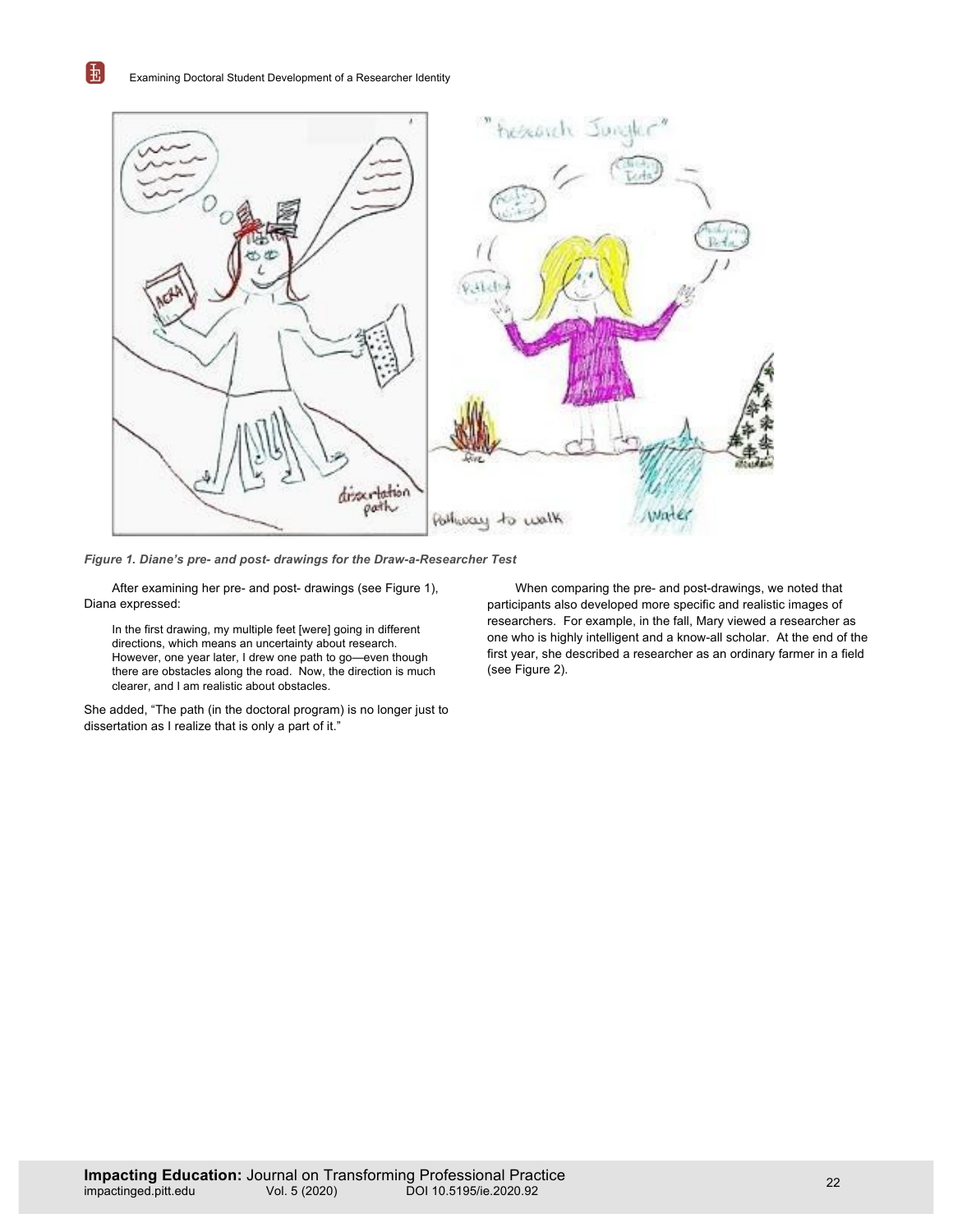*Figure 1. Diane's pre- and post- drawings for the Draw-a-Researcher Test*

After examining her pre- and post- drawings (see Figure 1), Diana expressed:

> In the first drawing, my multiple feet [were] going in different directions, which means an uncertainty about research. However, one year later, I drew one path to go—even though there are obstacles along the road. Now, the direction is much clearer, and I am realistic about obstacles.

She added, "The path (in the doctoral program) is no longer just to dissertation as I realize that is only a part of it."

When comparing the pre- and post-drawings, we noted that participants also developed more specific and realistic images of researchers. For example, in the fall, Mary viewed a researcher as one who is highly intelligent and a know-all scholar. At the end of the first year, she described a researcher as an ordinary farmer in a field (see Figure 2).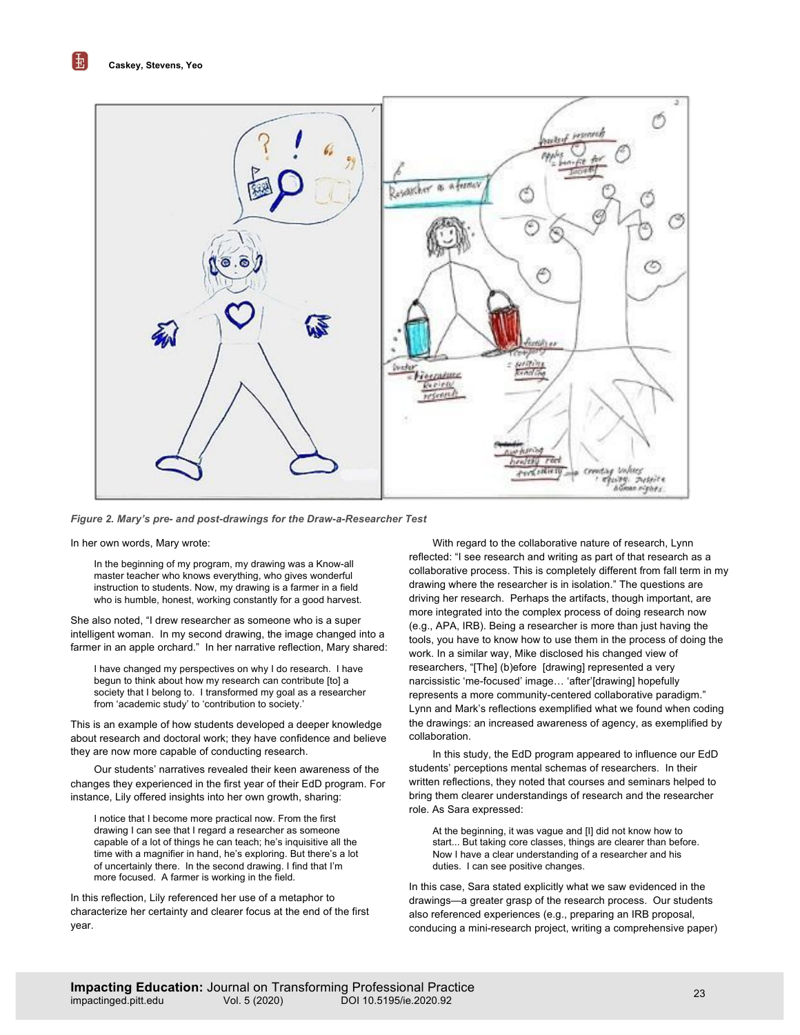*Figure 2. Mary's pre- and post-drawings for the Draw-a-Researcher Test*

In her own words, Mary wrote:

> In the beginning of my program, my drawing was a Know-all master teacher who knows everything, who gives wonderful instruction to students. Now, my drawing is a farmer in a field who is humble, honest, working constantly for a good harvest.

She also noted, "I drew researcher as someone who is a super intelligent woman. In my second drawing, the image changed into a farmer in an apple orchard." In her narrative reflection, Mary shared:

> I have changed my perspectives on why I do research. I have begun to think about how my research can contribute [to] a society that I belong to. I transformed my goal as a researcher from 'academic study' to 'contribution to society.'

This is an example of how students developed a deeper knowledge about research and doctoral work; they have confidence and believe they are now more capable of conducting research.

Our students' narratives revealed their keen awareness of the changes they experienced in the first year of their EdD program. For instance, Lily offered insights into her own growth, sharing:

> I notice that I become more practical now. From the first drawing I can see that I regard a researcher as someone capable of a lot of things he can teach; he's inquisitive all the time with a magnifier in hand, he's exploring. But there's a lot of uncertainly there. In the second drawing. I find that I'm more focused. A farmer is working in the field.

In this reflection, Lily referenced her use of a metaphor to characterize her certainty and clearer focus at the end of the first year.

With regard to the collaborative nature of research, Lynn reflected: "I see research and writing as part of that research as a collaborative process. This is completely different from fall term in my drawing where the researcher is in isolation." The questions are driving her research. Perhaps the artifacts, though important, are more integrated into the complex process of doing research now (e.g., APA, IRB). Being a researcher is more than just having the tools, you have to know how to use them in the process of doing the work. In a similar way, Mike disclosed his changed view of researchers, "[The] (b)efore [drawing] represented a very narcissistic 'me-focused' image… 'after'[drawing] hopefully represents a more community-centered collaborative paradigm." Lynn and Mark's reflections exemplified what we found when coding the drawings: an increased awareness of agency, as exemplified by collaboration.

In this study, the EdD program appeared to influence our EdD students' perceptions mental schemas of researchers. In their written reflections, they noted that courses and seminars helped to bring them clearer understandings of research and the researcher role. As Sara expressed:

> At the beginning, it was vague and [I] did not know how to start... But taking core classes, things are clearer than before. Now I have a clear understanding of a researcher and his duties. I can see positive changes.

In this case, Sara stated explicitly what we saw evidenced in the drawings—a greater grasp of the research process. Our students also referenced experiences (e.g., preparing an IRB proposal, conducing a mini-research project, writing a comprehensive paper)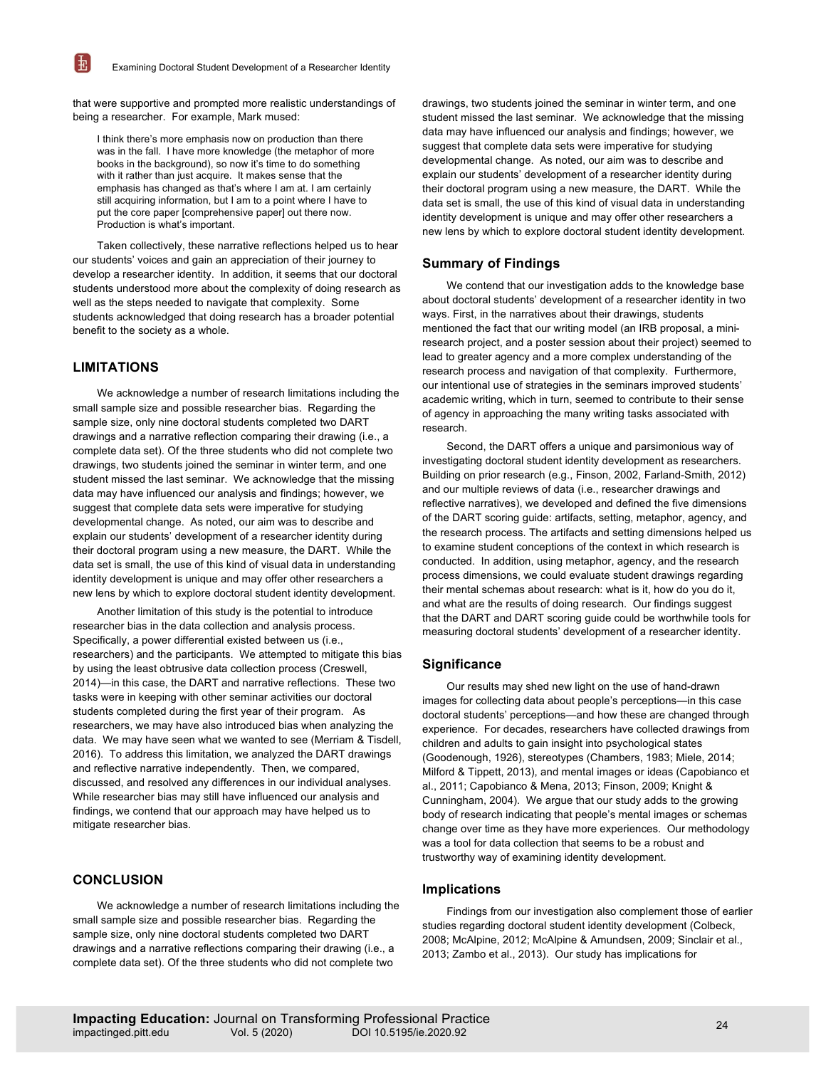that were supportive and prompted more realistic understandings of being a researcher. For example, Mark mused:

> I think there's more emphasis now on production than there was in the fall. I have more knowledge (the metaphor of more books in the background), so now it's time to do something with it rather than just acquire. It makes sense that the emphasis has changed as that's where I am at. I am certainly still acquiring information, but I am to a point where I have to put the core paper [comprehensive paper] out there now. Production is what's important.

Taken collectively, these narrative reflections helped us to hear our students' voices and gain an appreciation of their journey to develop a researcher identity. In addition, it seems that our doctoral students understood more about the complexity of doing research as well as the steps needed to navigate that complexity. Some students acknowledged that doing research has a broader potential benefit to the society as a whole.

## LIMITATIONS

We acknowledge a number of research limitations including the small sample size and possible researcher bias. Regarding the sample size, only nine doctoral students completed two DART drawings and a narrative reflection comparing their drawing (i.e., a complete data set). Of the three students who did not complete two drawings, two students joined the seminar in winter term, and one student missed the last seminar. We acknowledge that the missing data may have influenced our analysis and findings; however, we suggest that complete data sets were imperative for studying developmental change. As noted, our aim was to describe and explain our students' development of a researcher identity during their doctoral program using a new measure, the DART. While the data set is small, the use of this kind of visual data in understanding identity development is unique and may offer other researchers a new lens by which to explore doctoral student identity development.

Another limitation of this study is the potential to introduce researcher bias in the data collection and analysis process. Specifically, a power differential existed between us (i.e., researchers) and the participants. We attempted to mitigate this bias by using the least obtrusive data collection process (Creswell, 2014)—in this case, the DART and narrative reflections. These two tasks were in keeping with other seminar activities our doctoral students completed during the first year of their program. As researchers, we may have also introduced bias when analyzing the data. We may have seen what we wanted to see (Merriam & Tisdell, 2016). To address this limitation, we analyzed the DART drawings and reflective narrative independently. Then, we compared, discussed, and resolved any differences in our individual analyses. While researcher bias may still have influenced our analysis and findings, we contend that our approach may have helped us to mitigate researcher bias.

## CONCLUSION

We acknowledge a number of research limitations including the small sample size and possible researcher bias. Regarding the sample size, only nine doctoral students completed two DART drawings and a narrative reflections comparing their drawing (i.e., a complete data set). Of the three students who did not complete two drawings, two students joined the seminar in winter term, and one student missed the last seminar. We acknowledge that the missing data may have influenced our analysis and findings; however, we suggest that complete data sets were imperative for studying developmental change. As noted, our aim was to describe and explain our students' development of a researcher identity during their doctoral program using a new measure, the DART. While the data set is small, the use of this kind of visual data in understanding identity development is unique and may offer other researchers a new lens by which to explore doctoral student identity development.

### Summary of Findings

We contend that our investigation adds to the knowledge base about doctoral students' development of a researcher identity in two ways. First, in the narratives about their drawings, students mentioned the fact that our writing model (an IRB proposal, a mini-research project, and a poster session about their project) seemed to lead to greater agency and a more complex understanding of the research process and navigation of that complexity. Furthermore, our intentional use of strategies in the seminars improved students' academic writing, which in turn, seemed to contribute to their sense of agency in approaching the many writing tasks associated with research.

Second, the DART offers a unique and parsimonious way of investigating doctoral student identity development as researchers. Building on prior research (e.g., Finson, 2002, Farland-Smith, 2012) and our multiple reviews of data (i.e., researcher drawings and reflective narratives), we developed and defined the five dimensions of the DART scoring guide: artifacts, setting, metaphor, agency, and the research process. The artifacts and setting dimensions helped us to examine student conceptions of the context in which research is conducted. In addition, using metaphor, agency, and the research process dimensions, we could evaluate student drawings regarding their mental schemas about research: what is it, how do you do it, and what are the results of doing research. Our findings suggest that the DART and DART scoring guide could be worthwhile tools for measuring doctoral students' development of a researcher identity.

### Significance

Our results may shed new light on the use of hand-drawn images for collecting data about people's perceptions—in this case doctoral students' perceptions—and how these are changed through experience. For decades, researchers have collected drawings from children and adults to gain insight into psychological states (Goodenough, 1926), stereotypes (Chambers, 1983; Miele, 2014; Milford & Tippett, 2013), and mental images or ideas (Capobianco et al., 2011; Capobianco & Mena, 2013; Finson, 2009; Knight & Cunningham, 2004). We argue that our study adds to the growing body of research indicating that people's mental images or schemas change over time as they have more experiences. Our methodology was a tool for data collection that seems to be a robust and trustworthy way of examining identity development.

### Implications

Findings from our investigation also complement those of earlier studies regarding doctoral student identity development (Colbeck, 2008; McAlpine, 2012; McAlpine & Amundsen, 2009; Sinclair et al., 2013; Zambo et al., 2013). Our study has implications for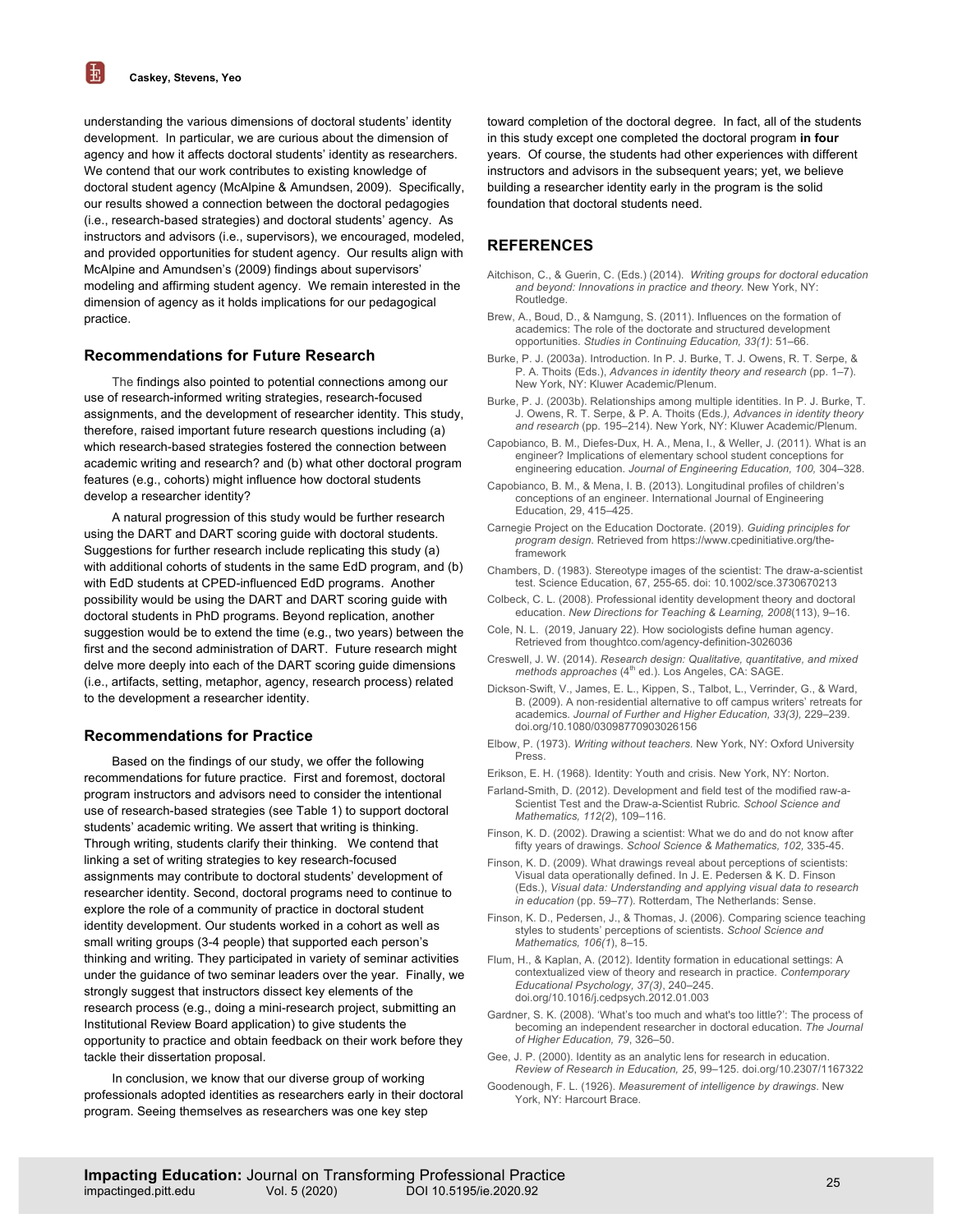understanding the various dimensions of doctoral students' identity development. In particular, we are curious about the dimension of agency and how it affects doctoral students' identity as researchers. We contend that our work contributes to existing knowledge of doctoral student agency (McAlpine & Amundsen, 2009). Specifically, our results showed a connection between the doctoral pedagogies (i.e., research-based strategies) and doctoral students' agency. As instructors and advisors (i.e., supervisors), we encouraged, modeled, and provided opportunities for student agency. Our results align with McAlpine and Amundsen's (2009) findings about supervisors' modeling and affirming student agency. We remain interested in the dimension of agency as it holds implications for our pedagogical practice.

### Recommendations for Future Research

The findings also pointed to potential connections among our use of research-informed writing strategies, research-focused assignments, and the development of researcher identity. This study, therefore, raised important future research questions including (a) which research-based strategies fostered the connection between academic writing and research? and (b) what other doctoral program features (e.g., cohorts) might influence how doctoral students develop a researcher identity?

A natural progression of this study would be further research using the DART and DART scoring guide with doctoral students. Suggestions for further research include replicating this study (a) with additional cohorts of students in the same EdD program, and (b) with EdD students at CPED-influenced EdD programs. Another possibility would be using the DART and DART scoring guide with doctoral students in PhD programs. Beyond replication, another suggestion would be to extend the time (e.g., two years) between the first and the second administration of DART. Future research might delve more deeply into each of the DART scoring guide dimensions (i.e., artifacts, setting, metaphor, agency, research process) related to the development a researcher identity.

### Recommendations for Practice

Based on the findings of our study, we offer the following recommendations for future practice. First and foremost, doctoral program instructors and advisors need to consider the intentional use of research-based strategies (see Table 1) to support doctoral students' academic writing. We assert that writing is thinking. Through writing, students clarify their thinking. We contend that linking a set of writing strategies to key research-focused assignments may contribute to doctoral students' development of researcher identity. Second, doctoral programs need to continue to explore the role of a community of practice in doctoral student identity development. Our students worked in a cohort as well as small writing groups (3-4 people) that supported each person's thinking and writing. They participated in variety of seminar activities under the guidance of two seminar leaders over the year. Finally, we strongly suggest that instructors dissect key elements of the research process (e.g., doing a mini-research project, submitting an Institutional Review Board application) to give students the opportunity to practice and obtain feedback on their work before they tackle their dissertation proposal.

In conclusion, we know that our diverse group of working professionals adopted identities as researchers early in their doctoral program. Seeing themselves as researchers was one key step toward completion of the doctoral degree. In fact, all of the students in this study except one completed the doctoral program **in four** years. Of course, the students had other experiences with different instructors and advisors in the subsequent years; yet, we believe building a researcher identity early in the program is the solid foundation that doctoral students need.

## REFERENCES

Aitchison, C., & Guerin, C. (Eds.) (2014). *Writing groups for doctoral education and beyond: Innovations in practice and theory.* New York, NY: Routledge.

Brew, A., Boud, D., & Namgung, S. (2011). Influences on the formation of academics: The role of the doctorate and structured development opportunities. *Studies in Continuing Education, 33(1)*: 51–66.

Burke, P. J. (2003a). Introduction. In P. J. Burke, T. J. Owens, R. T. Serpe, & P. A. Thoits (Eds.), *Advances in identity theory and research* (pp. 1–7). New York, NY: Kluwer Academic/Plenum.

Burke, P. J. (2003b). Relationships among multiple identities. In P. J. Burke, T. J. Owens, R. T. Serpe, & P. A. Thoits (Eds.*), Advances in identity theory and research* (pp. 195–214). New York, NY: Kluwer Academic/Plenum.

Capobianco, B. M., Diefes-Dux, H. A., Mena, I., & Weller, J. (2011). What is an engineer? Implications of elementary school student conceptions for engineering education. *Journal of Engineering Education, 100,* 304–328.

Capobianco, B. M., & Mena, I. B. (2013). Longitudinal profiles of children's conceptions of an engineer. International Journal of Engineering Education, 29, 415–425.

Carnegie Project on the Education Doctorate. (2019). *Guiding principles for program design*. Retrieved from https://www.cpedinitiative.org/the-framework

Chambers, D. (1983). Stereotype images of the scientist: The draw-a-scientist test. Science Education, 67, 255-65. doi: 10.1002/sce.3730670213

Colbeck, C. L. (2008). Professional identity development theory and doctoral education. *New Directions for Teaching & Learning, 2008*(113), 9–16.

Cole, N. L. (2019, January 22). How sociologists define human agency. Retrieved from thoughtco.com/agency-definition-3026036

Creswell, J. W. (2014). *Research design: Qualitative, quantitative, and mixed methods approaches* (4th ed.). Los Angeles, CA: SAGE.

Dickson-Swift, V., James, E. L., Kippen, S., Talbot, L., Verrinder, G., & Ward, B. (2009). A non-residential alternative to off campus writers' retreats for academics. *Journal of Further and Higher Education, 33(3),* 229–239. doi.org/10.1080/03098770903026156

Elbow, P. (1973). *Writing without teachers.* New York, NY: Oxford University Press.

Erikson, E. H. (1968). Identity: Youth and crisis. New York, NY: Norton.

Farland-Smith, D. (2012). Development and field test of the modified raw-a-Scientist Test and the Draw-a-Scientist Rubric. *School Science and Mathematics, 112(2*), 109–116.

Finson, K. D. (2002). Drawing a scientist: What we do and do not know after fifty years of drawings. *School Science & Mathematics, 102,* 335-45.

Finson, K. D. (2009). What drawings reveal about perceptions of scientists: Visual data operationally defined. In J. E. Pedersen & K. D. Finson (Eds.), *Visual data: Understanding and applying visual data to research in education* (pp. 59–77). Rotterdam, The Netherlands: Sense.

Finson, K. D., Pedersen, J., & Thomas, J. (2006). Comparing science teaching styles to students' perceptions of scientists. *School Science and Mathematics, 106(1*), 8–15.

Flum, H., & Kaplan, A. (2012). Identity formation in educational settings: A contextualized view of theory and research in practice. *Contemporary Educational Psychology, 37(3)*, 240–245. doi.org/10.1016/j.cedpsych.2012.01.003

Gardner, S. K. (2008). 'What's too much and what's too little?': The process of becoming an independent researcher in doctoral education. *The Journal of Higher Education, 79*, 326–50.

Gee, J. P. (2000). Identity as an analytic lens for research in education. *Review of Research in Education, 25*, 99–125. doi.org/10.2307/1167322

Goodenough, F. L. (1926). *Measurement of intelligence by drawings*. New York, NY: Harcourt Brace.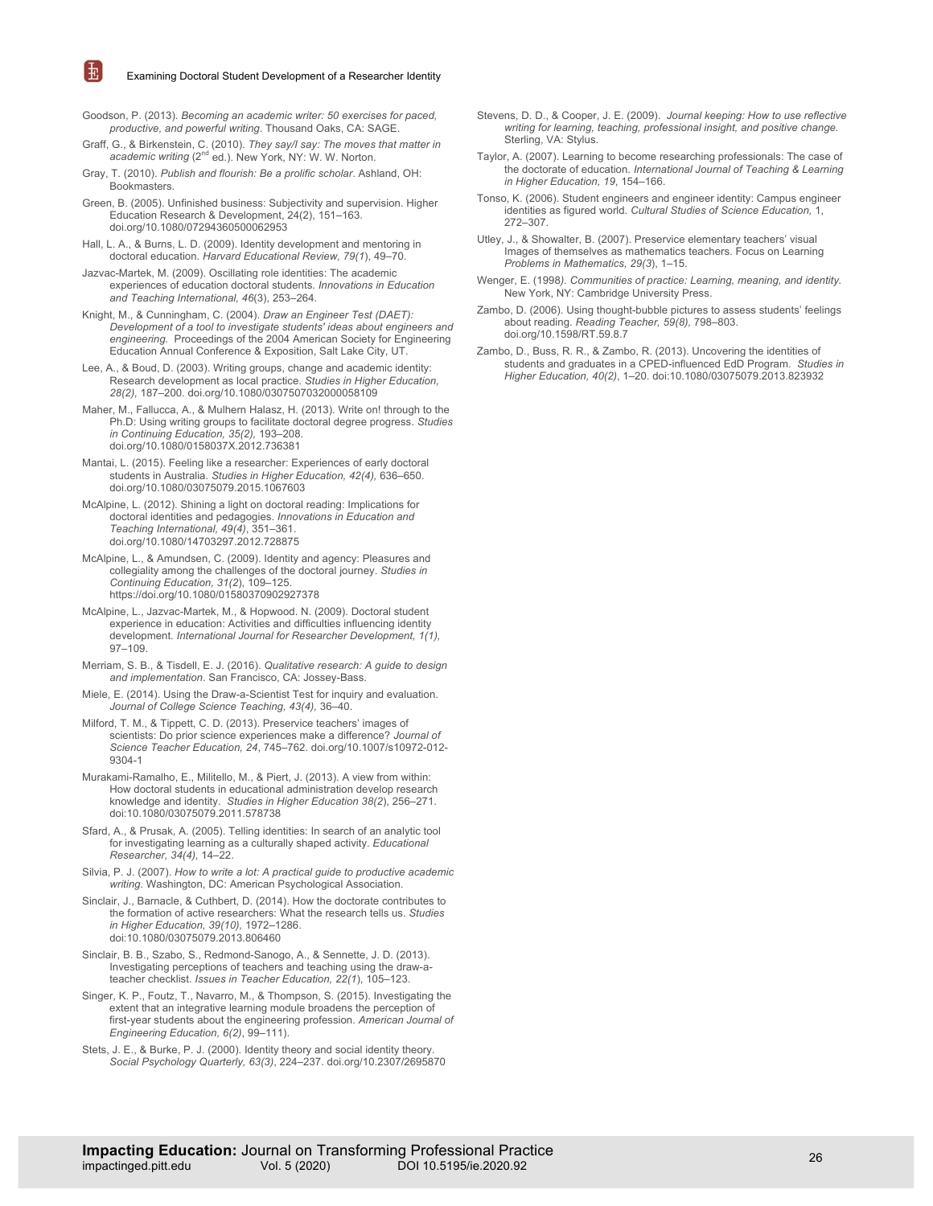Goodson, P. (2013). *Becoming an academic writer: 50 exercises for paced, productive, and powerful writing*. Thousand Oaks, CA: SAGE.

Graff, G., & Birkenstein, C. (2010). *They say/I say: The moves that matter in academic writing* (2nd ed.). New York, NY: W. W. Norton.

Gray, T. (2010). *Publish and flourish: Be a prolific scholar*. Ashland, OH: Bookmasters.

Green, B. (2005). Unfinished business: Subjectivity and supervision. Higher Education Research & Development, 24(2), 151–163. doi.org/10.1080/07294360500062953

Hall, L. A., & Burns, L. D. (2009). Identity development and mentoring in doctoral education. *Harvard Educational Review, 79(1*), 49–70.

Jazvac-Martek, M. (2009). Oscillating role identities: The academic experiences of education doctoral students. *Innovations in Education and Teaching International, 46*(3), 253–264.

Knight, M., & Cunningham, C. (2004). *Draw an Engineer Test (DAET): Development of a tool to investigate students' ideas about engineers and engineering.* Proceedings of the 2004 American Society for Engineering Education Annual Conference & Exposition, Salt Lake City, UT.

Lee, A., & Boud, D. (2003). Writing groups, change and academic identity: Research development as local practice. *Studies in Higher Education, 28(2),* 187–200. doi.org/10.1080/0307507032000058109

Maher, M., Fallucca, A., & Mulhern Halasz, H. (2013). Write on! through to the Ph.D: Using writing groups to facilitate doctoral degree progress. *Studies in Continuing Education, 35(2),* 193–208. doi.org/10.1080/0158037X.2012.736381

Mantai, L. (2015). Feeling like a researcher: Experiences of early doctoral students in Australia. *Studies in Higher Education, 42(4),* 636–650. doi.org/10.1080/03075079.2015.1067603

McAlpine, L. (2012). Shining a light on doctoral reading: Implications for doctoral identities and pedagogies. *Innovations in Education and Teaching International, 49(4)*, 351–361. doi.org/10.1080/14703297.2012.728875

McAlpine, L., & Amundsen, C. (2009). Identity and agency: Pleasures and collegiality among the challenges of the doctoral journey. *Studies in Continuing Education, 31(2*), 109–125. https://doi.org/10.1080/01580370902927378

McAlpine, L., Jazvac-Martek, M., & Hopwood. N. (2009). Doctoral student experience in education: Activities and difficulties influencing identity development. *International Journal for Researcher Development, 1(1),* 97–109.

Merriam, S. B., & Tisdell, E. J. (2016). *Qualitative research: A guide to design and implementation*. San Francisco, CA: Jossey-Bass.

Miele, E. (2014). Using the Draw-a-Scientist Test for inquiry and evaluation. *Journal of College Science Teaching, 43(4),* 36–40.

Milford, T. M., & Tippett, C. D. (2013). Preservice teachers' images of scientists: Do prior science experiences make a difference? *Journal of Science Teacher Education, 24*, 745–762. doi.org/10.1007/s10972-012-9304-1

Murakami-Ramalho, E., Militello, M., & Piert, J. (2013). A view from within: How doctoral students in educational administration develop research knowledge and identity. *Studies in Higher Education 38(2*), 256–271. doi:10.1080/03075079.2011.578738

Sfard, A., & Prusak, A. (2005). Telling identities: In search of an analytic tool for investigating learning as a culturally shaped activity. *Educational Researcher, 34(4),* 14–22.

Silvia, P. J. (2007). *How to write a lot: A practical guide to productive academic writing.* Washington, DC: American Psychological Association.

Sinclair, J., Barnacle, & Cuthbert, D. (2014). How the doctorate contributes to the formation of active researchers: What the research tells us. *Studies in Higher Education, 39(10),* 1972–1286. doi:10.1080/03075079.2013.806460

Sinclair, B. B., Szabo, S., Redmond-Sanogo, A., & Sennette, J. D. (2013). Investigating perceptions of teachers and teaching using the draw-a-teacher checklist. *Issues in Teacher Education, 22(1*), 105–123.

Singer, K. P., Foutz, T., Navarro, M., & Thompson, S. (2015). Investigating the extent that an integrative learning module broadens the perception of first-year students about the engineering profession. *American Journal of Engineering Education, 6(2)*, 99–111).

Stets, J. E., & Burke, P. J. (2000). Identity theory and social identity theory. *Social Psychology Quarterly, 63(3)*, 224–237. doi.org/10.2307/2695870

Stevens, D. D., & Cooper, J. E. (2009). *Journal keeping: How to use reflective writing for learning, teaching, professional insight, and positive change.* Sterling, VA: Stylus.

Taylor, A. (2007). Learning to become researching professionals: The case of the doctorate of education. *International Journal of Teaching & Learning in Higher Education, 19*, 154–166.

Tonso, K. (2006). Student engineers and engineer identity: Campus engineer identities as figured world. *Cultural Studies of Science Education,* 1, 272–307.

Utley, J., & Showalter, B. (2007). Preservice elementary teachers' visual Images of themselves as mathematics teachers. Focus on Learning *Problems in Mathematics, 29(3*), 1–15.

Wenger, E. (1998*). Communities of practice: Learning, meaning, and identity.* New York, NY: Cambridge University Press.

Zambo, D. (2006). Using thought-bubble pictures to assess students' feelings about reading. *Reading Teacher, 59(8)*, 798–803. doi.org/10.1598/RT.59.8.7

Zambo, D., Buss, R. R., & Zambo, R. (2013). Uncovering the identities of students and graduates in a CPED-influenced EdD Program. *Studies in Higher Education, 40(2)*, 1–20. doi:10.1080/03075079.2013.823932